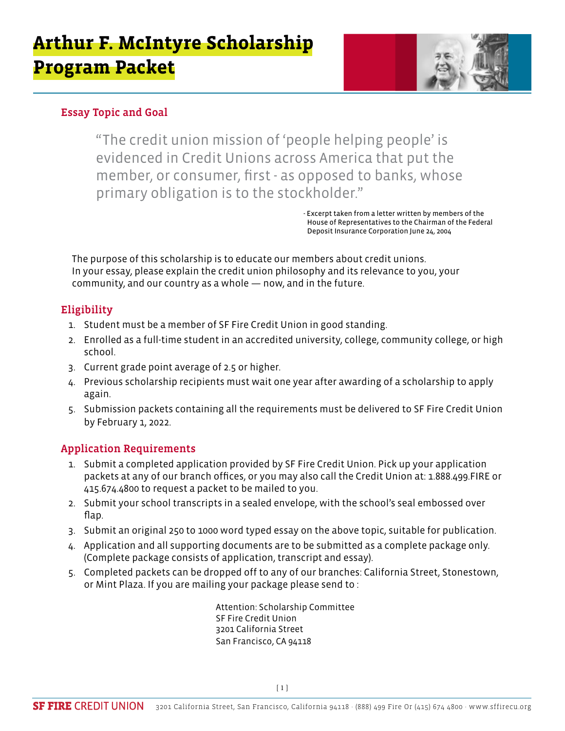# Arthur F. McIntyre Scholarship Program Packet

## Essay Topic and Goal

> "The credit union mission of 'people helping people' is evidenced in Credit Unions across America that put the member, or consumer, first - as opposed to banks, whose primary obligation is to the stockholder."
>
> - Excerpt taken from a letter written by members of the House of Representatives to the Chairman of the Federal Deposit Insurance Corporation June 24, 2004

The purpose of this scholarship is to educate our members about credit unions. In your essay, please explain the credit union philosophy and its relevance to you, your community, and our country as a whole — now, and in the future.

## Eligibility

1. Student must be a member of SF Fire Credit Union in good standing.
2. Enrolled as a full-time student in an accredited university, college, community college, or high school.
3. Current grade point average of 2.5 or higher.
4. Previous scholarship recipients must wait one year after awarding of a scholarship to apply again.
5. Submission packets containing all the requirements must be delivered to SF Fire Credit Union by February 1, 2022.

## Application Requirements

1. Submit a completed application provided by SF Fire Credit Union. Pick up your application packets at any of our branch offices, or you may also call the Credit Union at: 1.888.499.FIRE or 415.674.4800 to request a packet to be mailed to you.
2. Submit your school transcripts in a sealed envelope, with the school's seal embossed over flap.
3. Submit an original 250 to 1000 word typed essay on the above topic, suitable for publication.
4. Application and all supporting documents are to be submitted as a complete package only. (Complete package consists of application, transcript and essay).
5. Completed packets can be dropped off to any of our branches: California Street, Stonestown, or Mint Plaza. If you are mailing your package please send to :

Attention: Scholarship Committee
SF Fire Credit Union
3201 California Street
San Francisco, CA 94118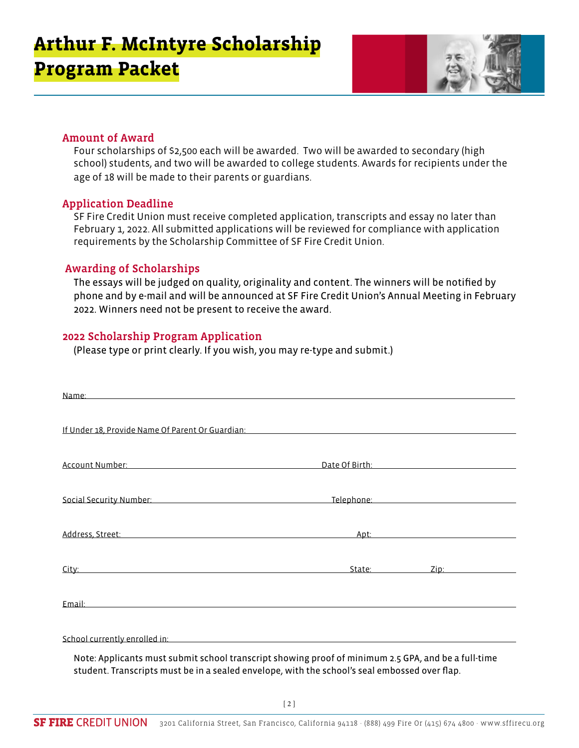# Arthur F. McIntyre Scholarship Program Packet

## Amount of Award

Four scholarships of $2,500 each will be awarded. Two will be awarded to secondary (high school) students, and two will be awarded to college students. Awards for recipients under the age of 18 will be made to their parents or guardians.

## Application Deadline

SF Fire Credit Union must receive completed application, transcripts and essay no later than February 1, 2022. All submitted applications will be reviewed for compliance with application requirements by the Scholarship Committee of SF Fire Credit Union.

## Awarding of Scholarships

The essays will be judged on quality, originality and content. The winners will be notified by phone and by e-mail and will be announced at SF Fire Credit Union's Annual Meeting in February 2022. Winners need not be present to receive the award.

## 2022 Scholarship Program Application

(Please type or print clearly. If you wish, you may re-type and submit.)

Name: ______________________________________________

If Under 18, Provide Name Of Parent Or Guardian: ______________________________________________

Account Number: ______________________ Date Of Birth: ______________________

Social Security Number: ______________________ Telephone: ______________________

Address, Street: ______________________ Apt: ______________________

City: ______________________ State: __________ Zip: __________

Email: ______________________________________________

School currently enrolled in: ______________________________________________

Note: Applicants must submit school transcript showing proof of minimum 2.5 GPA, and be a full-time student. Transcripts must be in a sealed envelope, with the school's seal embossed over flap.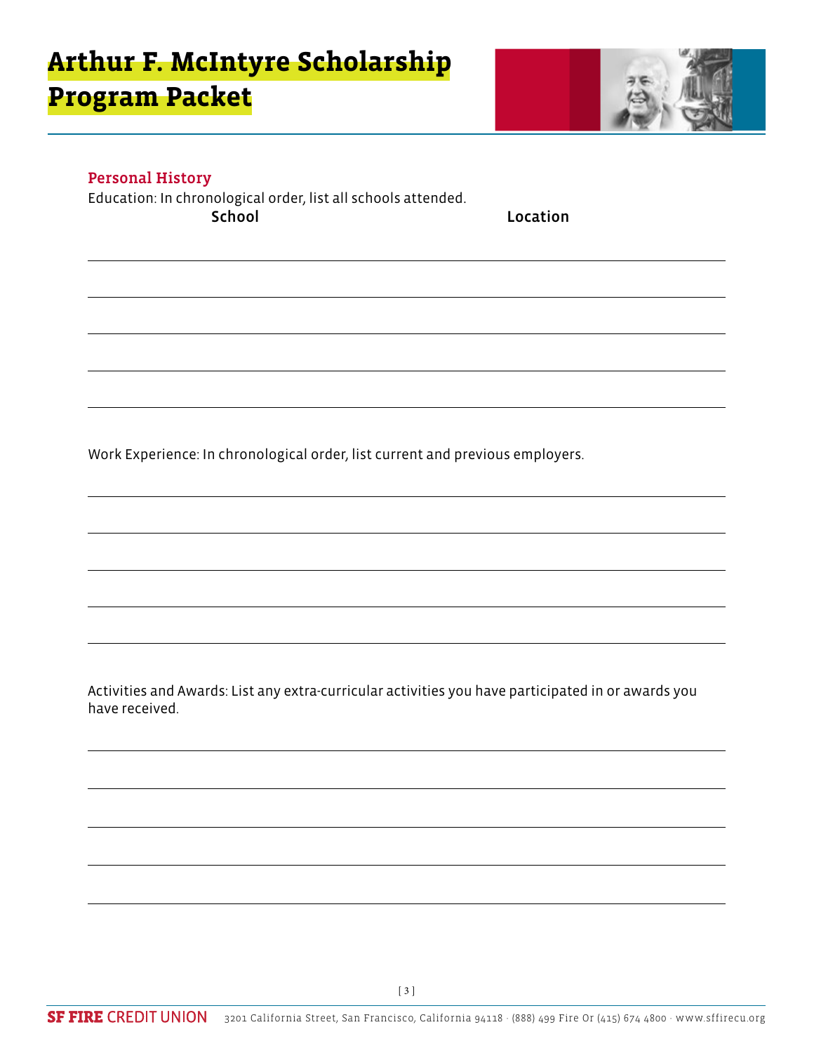# Arthur F. McIntyre Scholarship Program Packet

## Personal History

Education: In chronological order, list all schools attended.

| School | Location |
|---|---|
| | |
| | |
| | |
| | |
| | |

Work Experience: In chronological order, list current and previous employers.

Activities and Awards: List any extra-curricular activities you have participated in or awards you have received.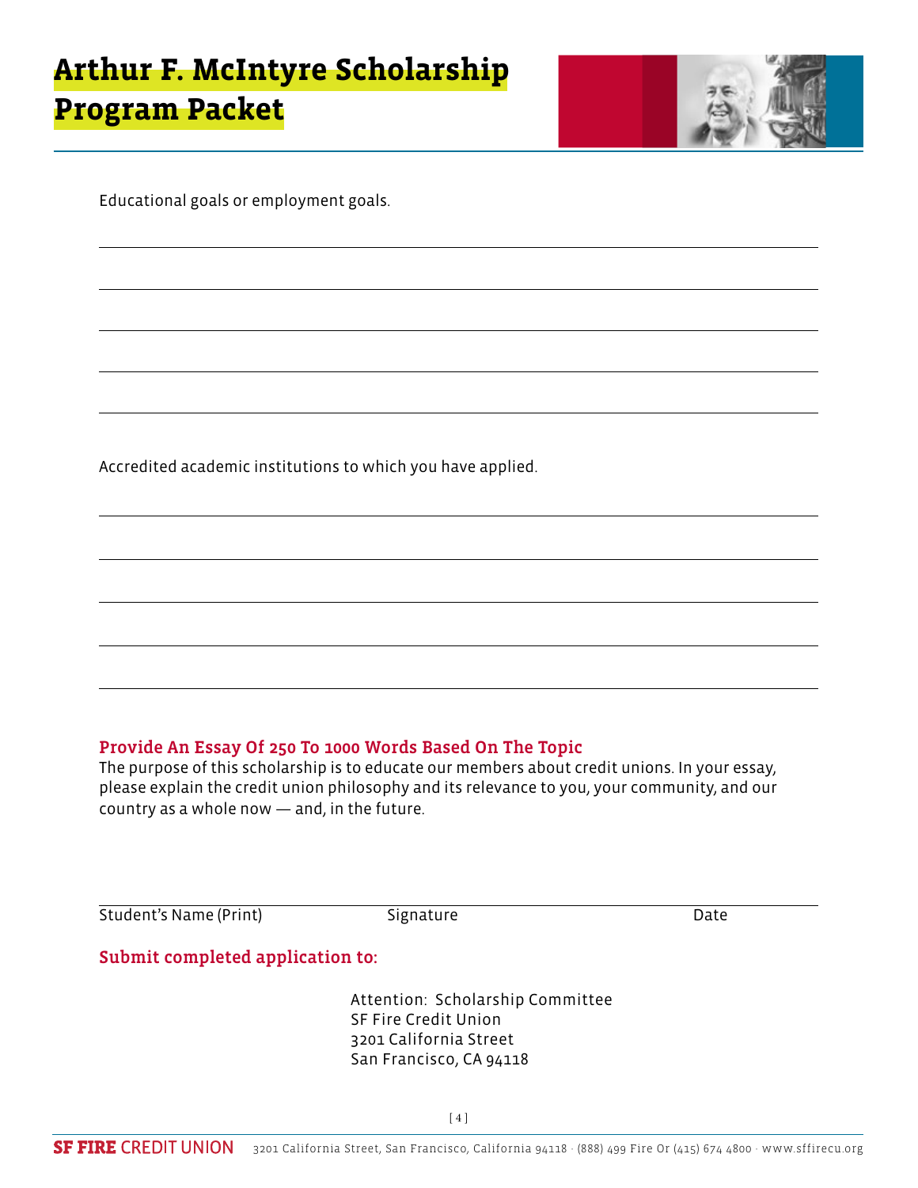# Arthur F. McIntyre Scholarship Program Packet

Educational goals or employment goals.

______________________________________________________________________________

______________________________________________________________________________

______________________________________________________________________________

______________________________________________________________________________

______________________________________________________________________________

Accredited academic institutions to which you have applied.

______________________________________________________________________________

______________________________________________________________________________

______________________________________________________________________________

______________________________________________________________________________

______________________________________________________________________________

## Provide An Essay Of 250 To 1000 Words Based On The Topic

The purpose of this scholarship is to educate our members about credit unions. In your essay, please explain the credit union philosophy and its relevance to you, your community, and our country as a whole now — and, in the future.

______________________________________________________________________________

Student's Name (Print) Signature Date

## Submit completed application to:

Attention: Scholarship Committee
SF Fire Credit Union
3201 California Street
San Francisco, CA 94118